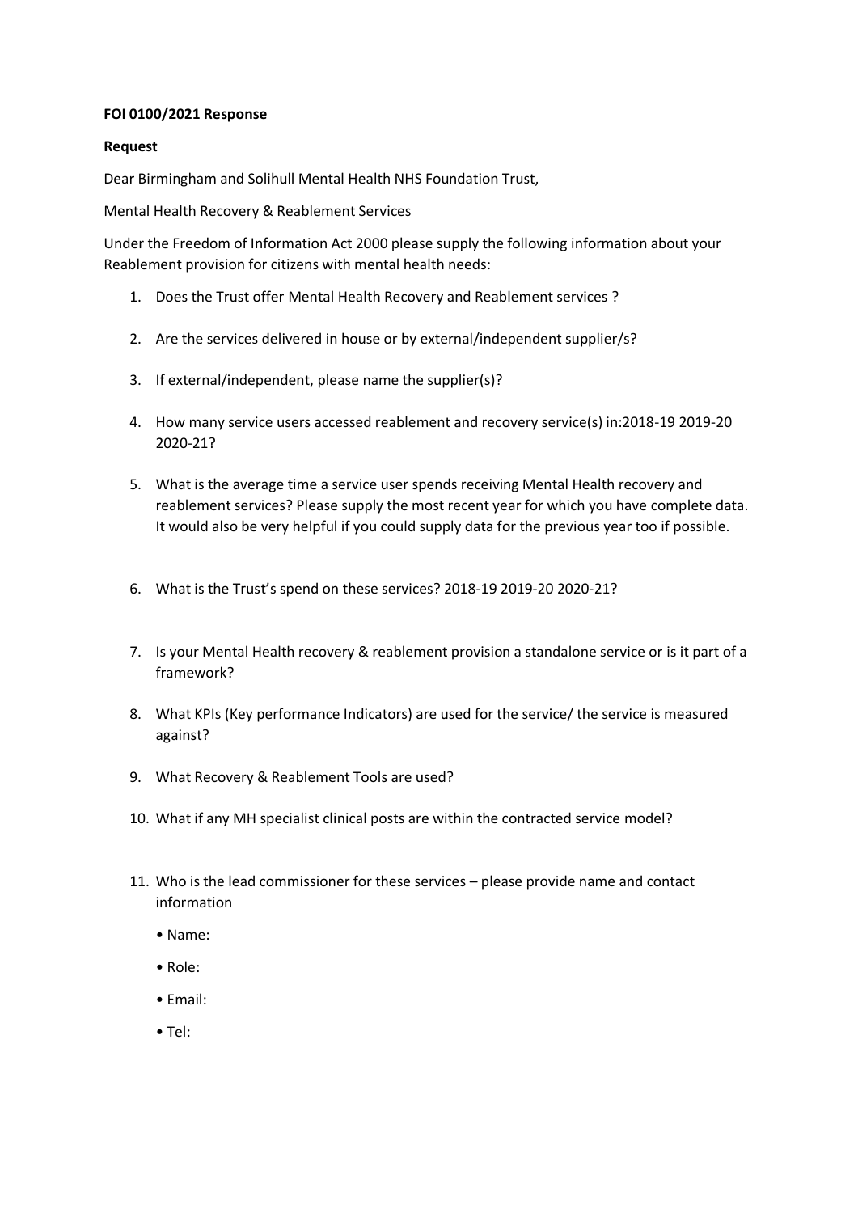**FOI 0100/2021 Response**

**Request**

Dear Birmingham and Solihull Mental Health NHS Foundation Trust,

Mental Health Recovery & Reablement Services

Under the Freedom of Information Act 2000 please supply the following information about your Reablement provision for citizens with mental health needs:

1. Does the Trust offer Mental Health Recovery and Reablement services ?
2. Are the services delivered in house or by external/independent supplier/s?
3. If external/independent, please name the supplier(s)?
4. How many service users accessed reablement and recovery service(s) in:2018-19 2019-20 2020-21?
5. What is the average time a service user spends receiving Mental Health recovery and reablement services? Please supply the most recent year for which you have complete data. It would also be very helpful if you could supply data for the previous year too if possible.
6. What is the Trust's spend on these services? 2018-19 2019-20 2020-21?
7. Is your Mental Health recovery & reablement provision a standalone service or is it part of a framework?
8. What KPIs (Key performance Indicators) are used for the service/ the service is measured against?
9. What Recovery & Reablement Tools are used?
10. What if any MH specialist clinical posts are within the contracted service model?
11. Who is the lead commissioner for these services – please provide name and contact information
    - Name:
    - Role:
    - Email:
    - Tel: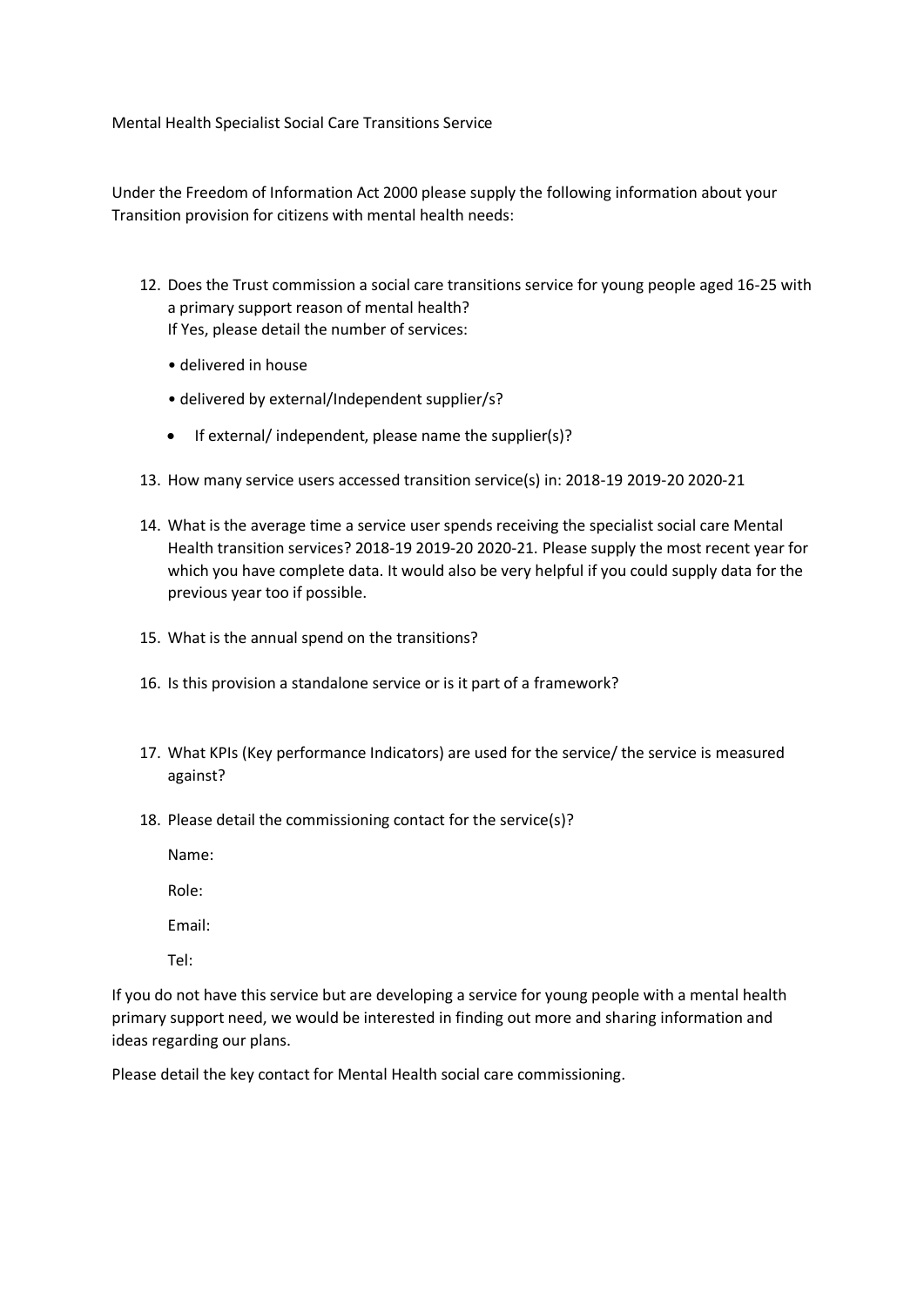Mental Health Specialist Social Care Transitions Service

Under the Freedom of Information Act 2000 please supply the following information about your Transition provision for citizens with mental health needs:

12. Does the Trust commission a social care transitions service for young people aged 16-25 with a primary support reason of mental health?
    If Yes, please detail the number of services:

    • delivered in house

    • delivered by external/Independent supplier/s?

    - If external/ independent, please name the supplier(s)?

13. How many service users accessed transition service(s) in: 2018-19 2019-20 2020-21

14. What is the average time a service user spends receiving the specialist social care Mental Health transition services? 2018-19 2019-20 2020-21. Please supply the most recent year for which you have complete data. It would also be very helpful if you could supply data for the previous year too if possible.

15. What is the annual spend on the transitions?

16. Is this provision a standalone service or is it part of a framework?

17. What KPIs (Key performance Indicators) are used for the service/ the service is measured against?

18. Please detail the commissioning contact for the service(s)?

    Name:

    Role:

    Email:

    Tel:

If you do not have this service but are developing a service for young people with a mental health primary support need, we would be interested in finding out more and sharing information and ideas regarding our plans.

Please detail the key contact for Mental Health social care commissioning.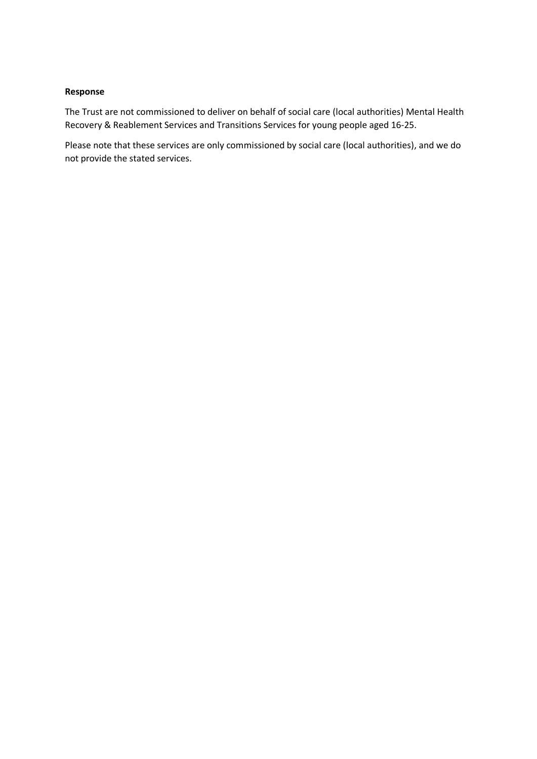**Response**

The Trust are not commissioned to deliver on behalf of social care (local authorities) Mental Health Recovery & Reablement Services and Transitions Services for young people aged 16-25.

Please note that these services are only commissioned by social care (local authorities), and we do not provide the stated services.